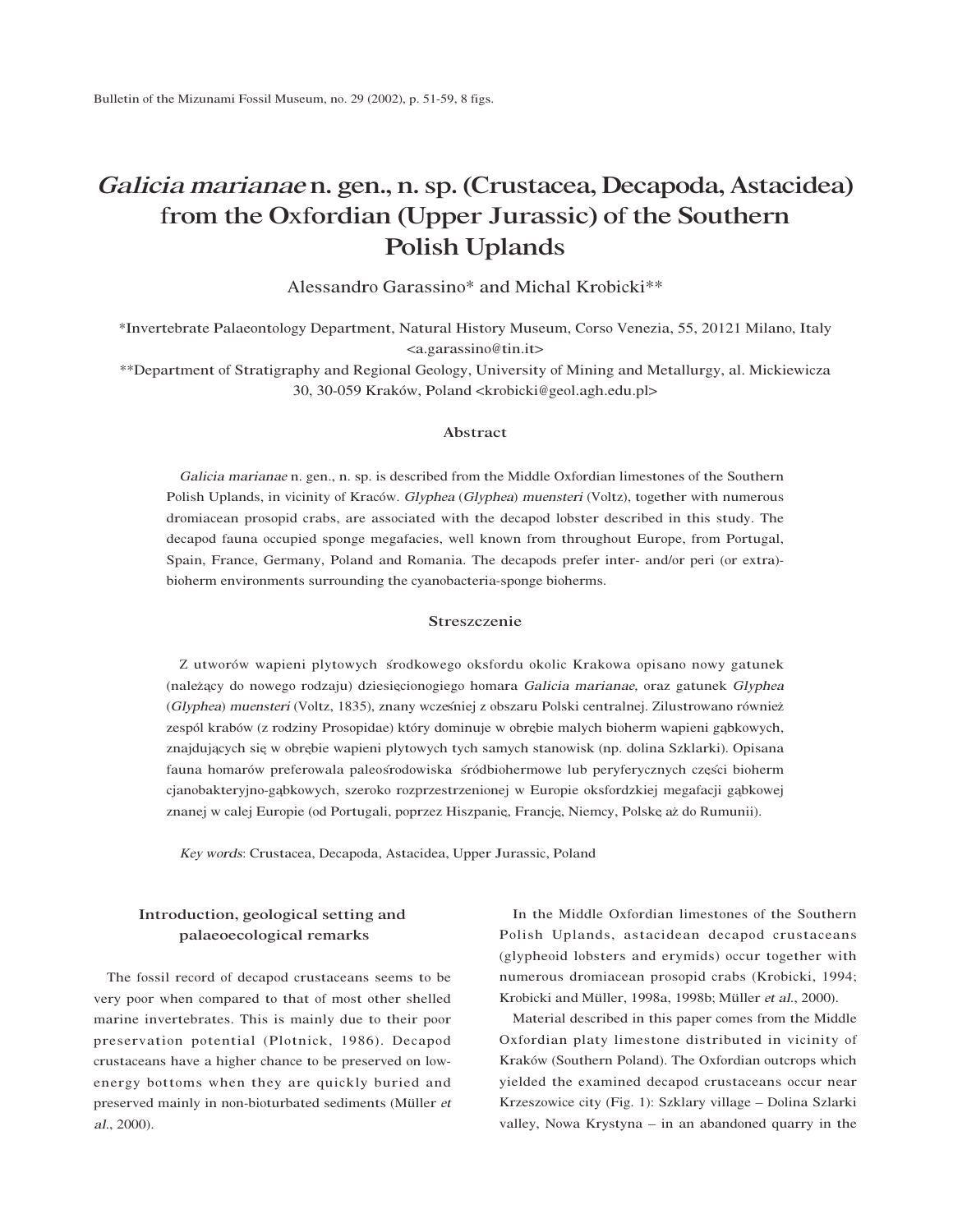# *Galicia marianae* n. gen., n. sp. (Crustacea, Decapoda, Astacidea) from the Oxfordian (Upper Jurassic) of the Southern Polish Uplands

Alessandro Garassino* and Michal Krobicki**

*Invertebrate Palaeontology Department, Natural History Museum, Corso Venezia, 55, 20121 Milano, Italy <a.garassino@tin.it>

**Department of Stratigraphy and Regional Geology, University of Mining and Metallurgy, al. Mickiewicza 30, 30-059 Kraków, Poland <krobicki@geol.agh.edu.pl>

## Abstract

*Galicia marianae* n. gen., n. sp. is described from the Middle Oxfordian limestones of the Southern Polish Uplands, in vicinity of Kraców. *Glyphea* (*Glyphea*) *muensteri* (Voltz), together with numerous dromiacean prosopid crabs, are associated with the decapod lobster described in this study. The decapod fauna occupied sponge megafacies, well known from throughout Europe, from Portugal, Spain, France, Germany, Poland and Romania. The decapods prefer inter- and/or peri (or extra)-bioherm environments surrounding the cyanobacteria-sponge bioherms.

## Streszczenie

Z utworów wapieni plytowych środkowego oksfordu okolic Krakowa opisano nowy gatunek (należący do nowego rodzaju) dziesięcionogiego homara *Galicia marianae,* oraz gatunek *Glyphea* (*Glyphea*) *muensteri* (Voltz, 1835), znany wcześniej z obszaru Polski centralnej. Zilustrowano również zespól krabów (z rodziny Prosopidae) który dominuje w obrębie malych bioherm wapieni gąbkowych, znajdujących się w obrębie wapieni plytowych tych samych stanowisk (np. dolina Szklarki). Opisana fauna homarów preferowala paleośrodowiska śródbiohermowe lub peryferycznych części bioherm cjanobakteryjno-gąbkowych, szeroko rozprzestrzenionej w Europie oksfordzkiej megafacji gąbkowej znanej w calej Europie (od Portugali, poprzez Hiszpanię, Francję, Niemcy, Polskę aż do Rumunii).

*Key words*: Crustacea, Decapoda, Astacidea, Upper Jurassic, Poland

## Introduction, geological setting and palaeoecological remarks

The fossil record of decapod crustaceans seems to be very poor when compared to that of most other shelled marine invertebrates. This is mainly due to their poor preservation potential (Plotnick, 1986). Decapod crustaceans have a higher chance to be preserved on low-energy bottoms when they are quickly buried and preserved mainly in non-bioturbated sediments (Müller *et al.*, 2000).

In the Middle Oxfordian limestones of the Southern Polish Uplands, astacidean decapod crustaceans (glypheoid lobsters and erymids) occur together with numerous dromiacean prosopid crabs (Krobicki, 1994; Krobicki and Müller, 1998a, 1998b; Müller *et al.*, 2000).

Material described in this paper comes from the Middle Oxfordian platy limestone distributed in vicinity of Kraków (Southern Poland). The Oxfordian outcrops which yielded the examined decapod crustaceans occur near Krzeszowice city (Fig. 1): Szklary village – Dolina Szlarki valley, Nowa Krystyna – in an abandoned quarry in the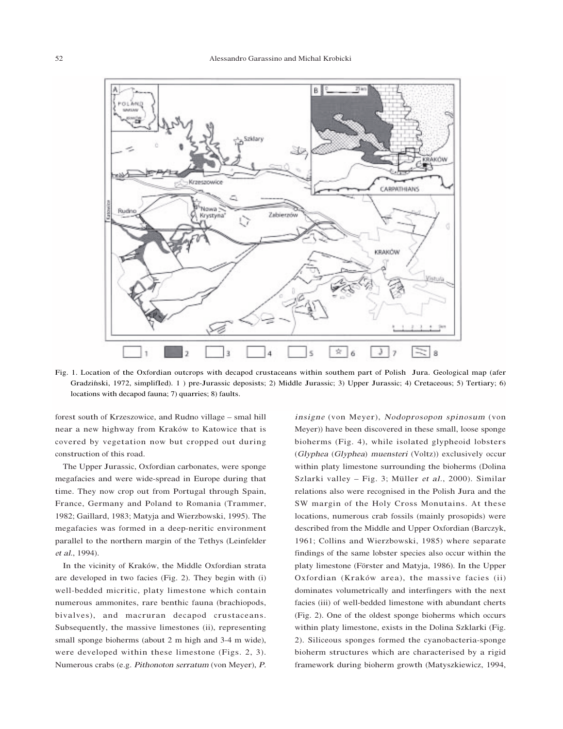Fig. 1. Location of the Oxfordian outcrops with decapod crustaceans within southem part of Polish Jura. Geological map (afer Gradziński, 1972, simplifIed). 1 ) pre-Jurassic deposists; 2) Middle Jurassic; 3) Upper Jurassic; 4) Cretaceous; 5) Tertiary; 6) locations with decapod fauna; 7) quarries; 8) faults.

forest south of Krzeszowice, and Rudno village – smal hill near a new highway from Kraków to Katowice that is covered by vegetation now but cropped out during construction of this road.

The Upper Jurassic, Oxfordian carbonates, were sponge megafacies and were wide-spread in Europe during that time. They now crop out from Portugal through Spain, France, Germany and Poland to Romania (Trammer, 1982; Gaillard, 1983; Matyja and Wierzbowski, 1995). The megafacies was formed in a deep-neritic environment parallel to the northern margin of the Tethys (Leinfelder *et al.*, 1994).

In the vicinity of Kraków, the Middle Oxfordian strata are developed in two facies (Fig. 2). They begin with (i) well-bedded micritic, platy limestone which contain numerous ammonites, rare benthic fauna (brachiopods, bivalves), and macruran decapod crustaceans. Subsequently, the massive limestones (ii), representing small sponge bioherms (about 2 m high and 3-4 m wide), were developed within these limestone (Figs. 2, 3). Numerous crabs (e.g. *Pithonoton serratum* (von Meyer), *P. insigne* (von Meyer), *Nodoprosopon spinosum* (von Meyer)) have been discovered in these small, loose sponge bioherms (Fig. 4), while isolated glypheoid lobsters (*Glyphea* (*Glyphea*) *muensteri* (Voltz)) exclusively occur within platy limestone surrounding the bioherms (Dolina Szlarki valley – Fig. 3; Müller *et al.*, 2000). Similar relations also were recognised in the Polish Jura and the SW margin of the Holy Cross Monutains. At these locations, numerous crab fossils (mainly prosopids) were described from the Middle and Upper Oxfordian (Barczyk, 1961; Collins and Wierzbowski, 1985) where separate findings of the same lobster species also occur within the platy limestone (Förster and Matyja, 1986). In the Upper Oxfordian (Kraków area), the massive facies (ii) dominates volumetrically and interfingers with the next facies (iii) of well-bedded limestone with abundant cherts (Fig. 2). One of the oldest sponge bioherms which occurs within platy limestone, exists in the Dolina Szklarki (Fig. 2). Siliceous sponges formed the cyanobacteria-sponge bioherm structures which are characterised by a rigid framework during bioherm growth (Matyszkiewicz, 1994,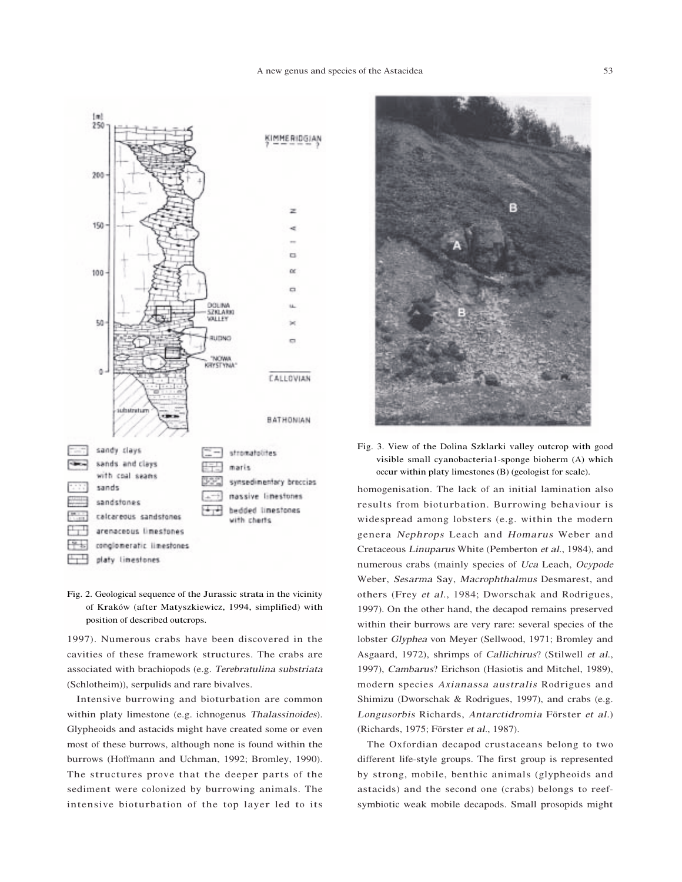Fig. 2. Geological sequence of the Jurassic strata in the vicinity of Kraków (after Matyszkiewicz, 1994, simplified) with position of described outcrops.

1997). Numerous crabs have been discovered in the cavities of these framework structures. The crabs are associated with brachiopods (e.g. *Terebratulina substriata* (Schlotheim)), serpulids and rare bivalves.

Intensive burrowing and bioturbation are common within platy limestone (e.g. ichnogenus *Thalassinoides*). Glypheoids and astacids might have created some or even most of these burrows, although none is found within the burrows (Hoffmann and Uchman, 1992; Bromley, 1990). The structures prove that the deeper parts of the sediment were colonized by burrowing animals. The intensive bioturbation of the top layer led to its homogenisation. The lack of an initial lamination also results from bioturbation. Burrowing behaviour is widespread among lobsters (e.g. within the modern genera *Nephrops* Leach and *Homarus* Weber and Cretaceous *Linuparus* White (Pemberton *et al.*, 1984), and numerous crabs (mainly species of *Uca* Leach, *Ocypode* Weber, *Sesarma* Say, *Macrophthalmus* Desmarest, and others (Frey *et al.*, 1984; Dworschak and Rodrigues, 1997). On the other hand, the decapod remains preserved within their burrows are very rare: several species of the lobster *Glyphea* von Meyer (Sellwood, 1971; Bromley and Asgaard, 1972), shrimps of *Callichirus*? (Stilwell *et al.*, 1997), *Cambarus*? Erichson (Hasiotis and Mitchel, 1989), modern species *Axianassa australis* Rodrigues and Shimizu (Dworschak & Rodrigues, 1997), and crabs (e.g. *Longusorbis* Richards, *Antarctidromia* Förster *et al.*) (Richards, 1975; Förster *et al.*, 1987).

Fig. 3. View of the Dolina Szklarki valley outcrop with good visible small cyanobacteria1-sponge bioherm (A) which occur within platy limestones (B) (geologist for scale).

The Oxfordian decapod crustaceans belong to two different life-style groups. The first group is represented by strong, mobile, benthic animals (glypheoids and astacids) and the second one (crabs) belongs to reef-symbiotic weak mobile decapods. Small prosopids might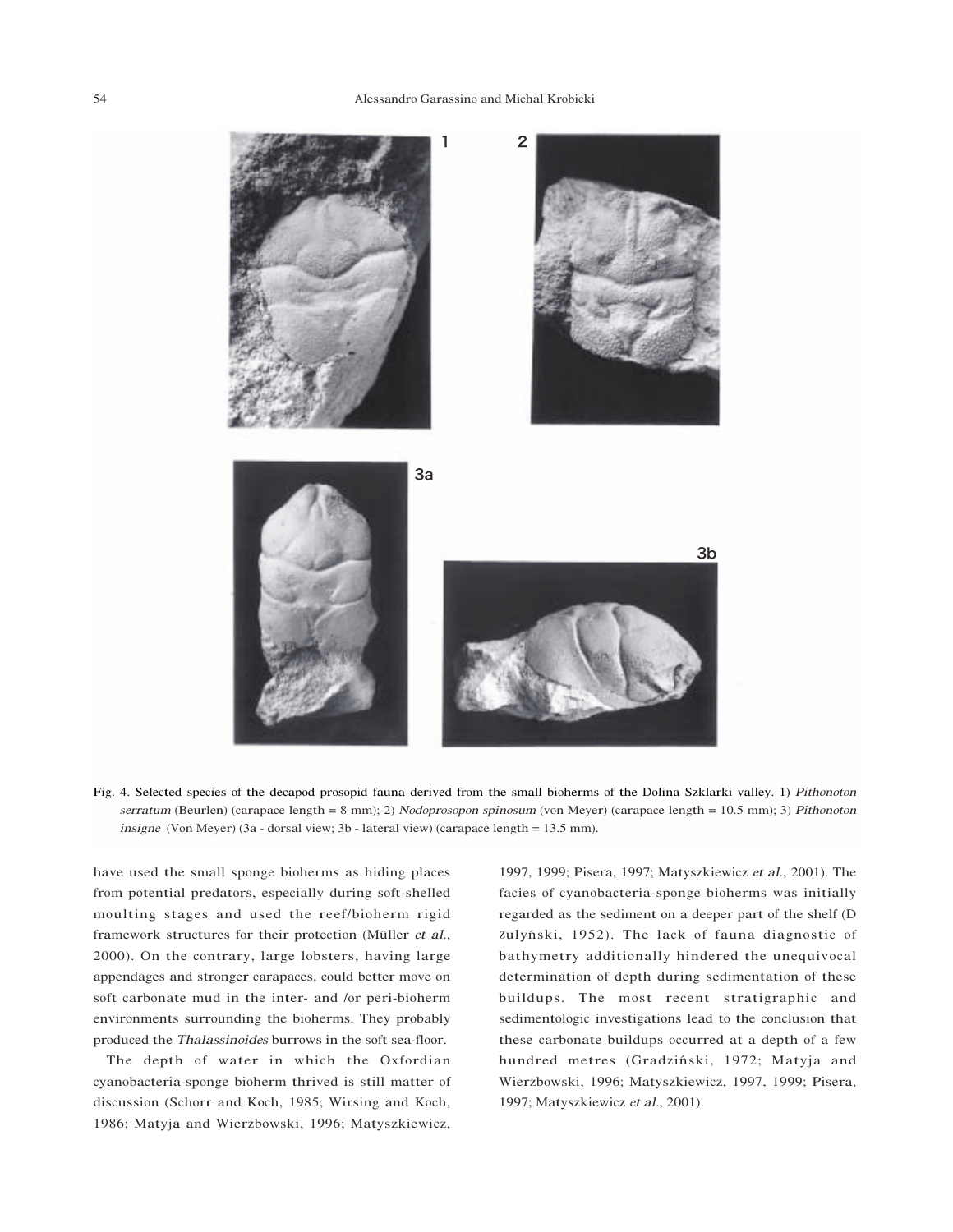Fig. 4. Selected species of the decapod prosopid fauna derived from the small bioherms of the Dolina Szklarki valley. 1) *Pithonoton serratum* (Beurlen) (carapace length = 8 mm); 2) *Nodoprosopon spinosum* (von Meyer) (carapace length = 10.5 mm); 3) *Pithonoton insigne* (Von Meyer) (3a - dorsal view; 3b - lateral view) (carapace length = 13.5 mm).

have used the small sponge bioherms as hiding places from potential predators, especially during soft-shelled moulting stages and used the reef/bioherm rigid framework structures for their protection (Müller *et al.*, 2000). On the contrary, large lobsters, having large appendages and stronger carapaces, could better move on soft carbonate mud in the inter- and /or peri-bioherm environments surrounding the bioherms. They probably produced the *Thalassinoides* burrows in the soft sea-floor.

The depth of water in which the Oxfordian cyanobacteria-sponge bioherm thrived is still matter of discussion (Schorr and Koch, 1985; Wirsing and Koch, 1986; Matyja and Wierzbowski, 1996; Matyszkiewicz, 1997, 1999; Pisera, 1997; Matyszkiewicz *et al.*, 2001). The facies of cyanobacteria-sponge bioherms was initially regarded as the sediment on a deeper part of the shelf (Dzulyński, 1952). The lack of fauna diagnostic of bathymetry additionally hindered the unequivocal determination of depth during sedimentation of these buildups. The most recent stratigraphic and sedimentologic investigations lead to the conclusion that these carbonate buildups occurred at a depth of a few hundred metres (Gradziński, 1972; Matyja and Wierzbowski, 1996; Matyszkiewicz, 1997, 1999; Pisera, 1997; Matyszkiewicz *et al.*, 2001).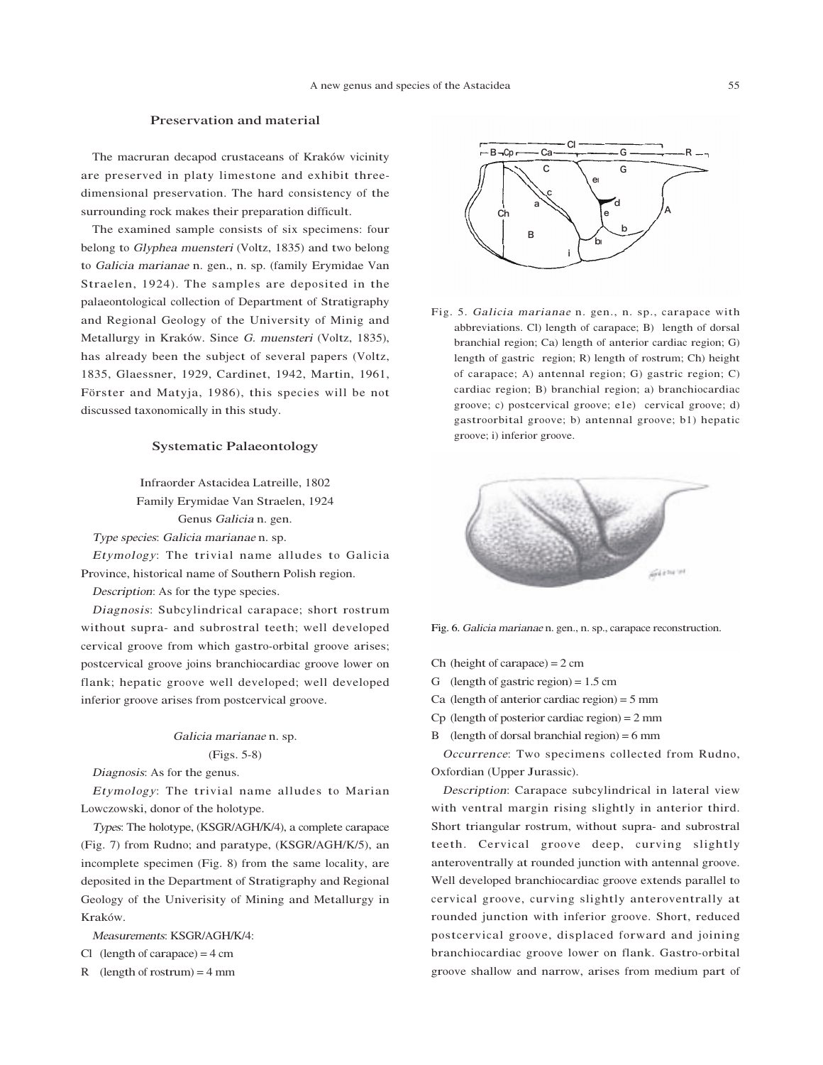## Preservation and material

The macruran decapod crustaceans of Kraków vicinity are preserved in platy limestone and exhibit three-dimensional preservation. The hard consistency of the surrounding rock makes their preparation difficult.

The examined sample consists of six specimens: four belong to *Glyphea muensteri* (Voltz, 1835) and two belong to *Galicia marianae* n. gen., n. sp. (family Erymidae Van Straelen, 1924). The samples are deposited in the palaeontological collection of Department of Stratigraphy and Regional Geology of the University of Minig and Metallurgy in Kraków. Since *G. muensteri* (Voltz, 1835), has already been the subject of several papers (Voltz, 1835, Glaessner, 1929, Cardinet, 1942, Martin, 1961, Förster and Matyja, 1986), this species will be not discussed taxonomically in this study.

## Systematic Palaeontology

Infraorder Astacidea Latreille, 1802

Family Erymidae Van Straelen, 1924

Genus *Galicia* n. gen.

*Type species*: *Galicia marianae* n. sp.

*Etymology*: The trivial name alludes to Galicia Province, historical name of Southern Polish region.

*Description*: As for the type species.

*Diagnosis*: Subcylindrical carapace; short rostrum without supra- and subrostral teeth; well developed cervical groove from which gastro-orbital groove arises; postcervical groove joins branchiocardiac groove lower on flank; hepatic groove well developed; well developed inferior groove arises from postcervical groove.

*Galicia marianae* n. sp.

(Figs. 5-8)

*Diagnosis*: As for the genus.

*Etymology*: The trivial name alludes to Marian Lowczowski, donor of the holotype.

*Types*: The holotype, (KSGR/AGH/K/4), a complete carapace (Fig. 7) from Rudno; and paratype, (KSGR/AGH/K/5), an incomplete specimen (Fig. 8) from the same locality, are deposited in the Department of Stratigraphy and Regional Geology of the Univerisity of Mining and Metallurgy in Kraków.

*Measurements*: KSGR/AGH/K/4:

Cl (length of carapace) = 4 cm

R (length of rostrum) = 4 mm

Fig. 5. *Galicia marianae* n. gen., n. sp., carapace with abbreviations. Cl) length of carapace; B) length of dorsal branchial region; Ca) length of anterior cardiac region; G) length of gastric region; R) length of rostrum; Ch) height of carapace; A) antennal region; G) gastric region; C) cardiac region; B) branchial region; a) branchiocardiac groove; c) postcervical groove; e1e) cervical groove; d) gastroorbital groove; b) antennal groove; b1) hepatic groove; i) inferior groove.

Fig. 6. *Galicia marianae* n. gen., n. sp., carapace reconstruction.

Ch (height of carapace) = 2 cm

G (length of gastric region) = 1.5 cm

Ca (length of anterior cardiac region) = 5 mm

Cp (length of posterior cardiac region) = 2 mm

B (length of dorsal branchial region) = 6 mm

*Occurrence*: Two specimens collected from Rudno, Oxfordian (Upper Jurassic).

*Description*: Carapace subcylindrical in lateral view with ventral margin rising slightly in anterior third. Short triangular rostrum, without supra- and subrostral teeth. Cervical groove deep, curving slightly anteroventrally at rounded junction with antennal groove. Well developed branchiocardiac groove extends parallel to cervical groove, curving slightly anteroventrally at rounded junction with inferior groove. Short, reduced postcervical groove, displaced forward and joining branchiocardiac groove lower on flank. Gastro-orbital groove shallow and narrow, arises from medium part of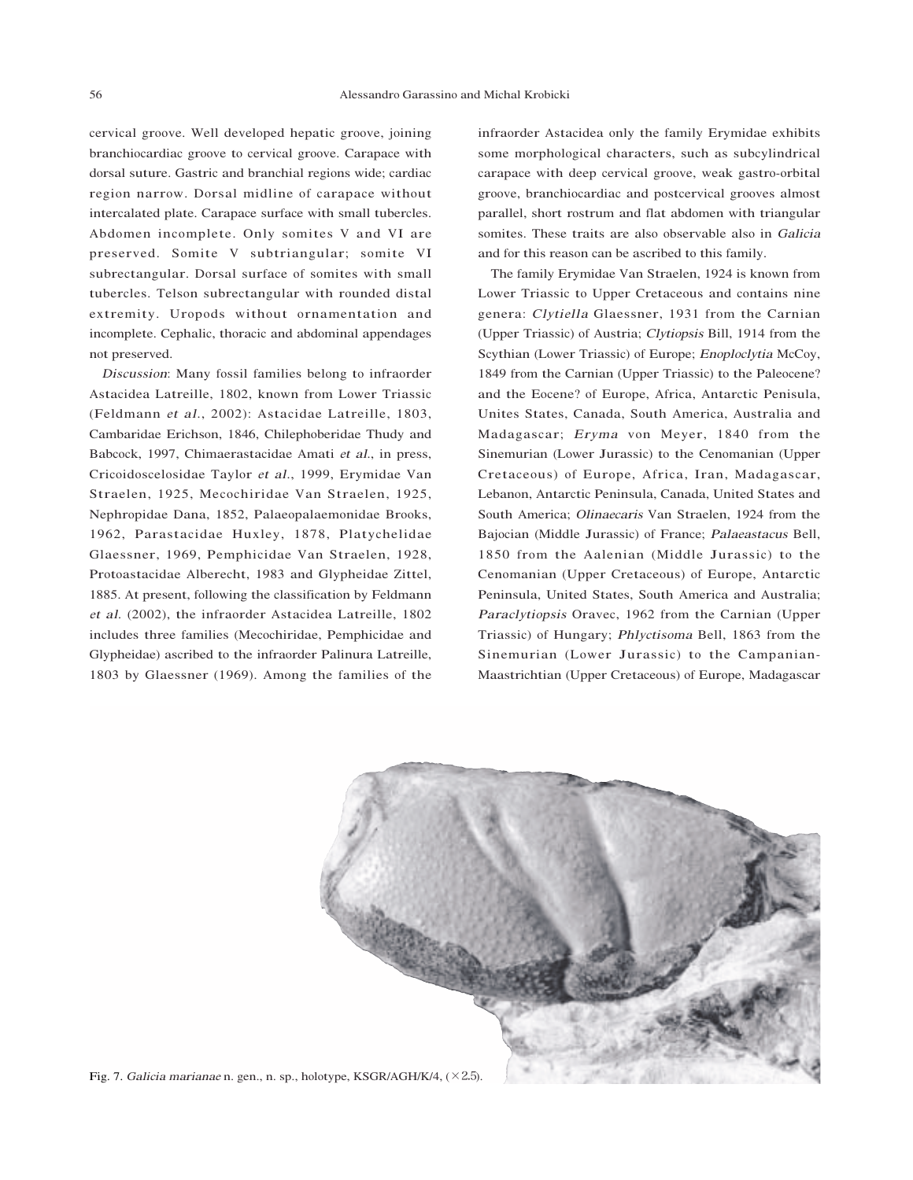cervical groove. Well developed hepatic groove, joining branchiocardiac groove to cervical groove. Carapace with dorsal suture. Gastric and branchial regions wide; cardiac region narrow. Dorsal midline of carapace without intercalated plate. Carapace surface with small tubercles. Abdomen incomplete. Only somites V and VI are preserved. Somite V subtriangular; somite VI subrectangular. Dorsal surface of somites with small tubercles. Telson subrectangular with rounded distal extremity. Uropods without ornamentation and incomplete. Cephalic, thoracic and abdominal appendages not preserved.

*Discussion*: Many fossil families belong to infraorder Astacidea Latreille, 1802, known from Lower Triassic (Feldmann *et al.*, 2002): Astacidae Latreille, 1803, Cambaridae Erichson, 1846, Chilephoberidae Thudy and Babcock, 1997, Chimaerastacidae Amati *et al.*, in press, Cricoidoscelosidae Taylor *et al.*, 1999, Erymidae Van Straelen, 1925, Mecochiridae Van Straelen, 1925, Nephropidae Dana, 1852, Palaeopalaemonidae Brooks, 1962, Parastacidae Huxley, 1878, Platychelidae Glaessner, 1969, Pemphicidae Van Straelen, 1928, Protoastacidae Alberecht, 1983 and Glypheidae Zittel, 1885. At present, following the classification by Feldmann *et al.* (2002), the infraorder Astacidea Latreille, 1802 includes three families (Mecochiridae, Pemphicidae and Glypheidae) ascribed to the infraorder Palinura Latreille, 1803 by Glaessner (1969). Among the families of the infraorder Astacidea only the family Erymidae exhibits some morphological characters, such as subcylindrical carapace with deep cervical groove, weak gastro-orbital groove, branchiocardiac and postcervical grooves almost parallel, short rostrum and flat abdomen with triangular somites. These traits are also observable also in *Galicia* and for this reason can be ascribed to this family.

The family Erymidae Van Straelen, 1924 is known from Lower Triassic to Upper Cretaceous and contains nine genera: *Clytiella* Glaessner, 1931 from the Carnian (Upper Triassic) of Austria; *Clytiopsis* Bill, 1914 from the Scythian (Lower Triassic) of Europe; *Enoploclytia* McCoy, 1849 from the Carnian (Upper Triassic) to the Paleocene? and the Eocene? of Europe, Africa, Antarctic Penisula, Unites States, Canada, South America, Australia and Madagascar; *Eryma* von Meyer, 1840 from the Sinemurian (Lower Jurassic) to the Cenomanian (Upper Cretaceous) of Europe, Africa, Iran, Madagascar, Lebanon, Antarctic Peninsula, Canada, United States and South America; *Olinaecaris* Van Straelen, 1924 from the Bajocian (Middle Jurassic) of France; *Palaeastacus* Bell, 1850 from the Aalenian (Middle Jurassic) to the Cenomanian (Upper Cretaceous) of Europe, Antarctic Peninsula, United States, South America and Australia; *Paraclytiopsis* Oravec, 1962 from the Carnian (Upper Triassic) of Hungary; *Phlyctisoma* Bell, 1863 from the Sinemurian (Lower Jurassic) to the Campanian-Maastrichtian (Upper Cretaceous) of Europe, Madagascar

Fig. 7. *Galicia marianae* n. gen., n. sp., holotype, KSGR/AGH/K/4, (×2.5).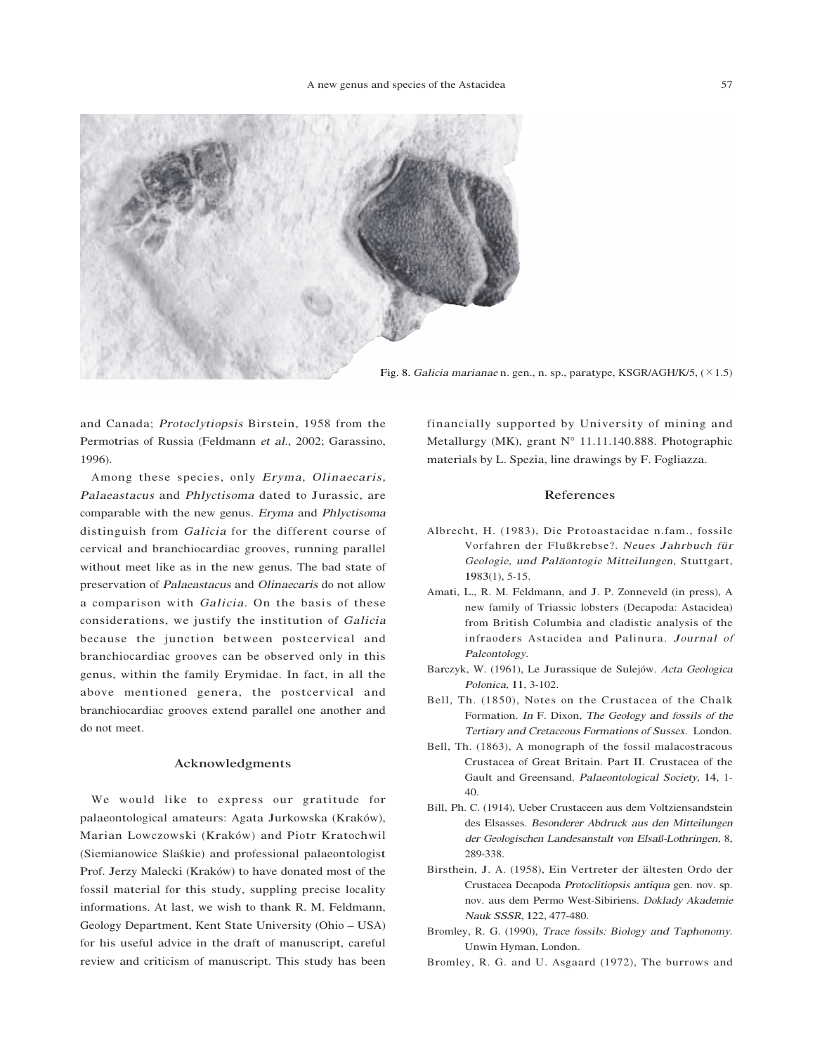Fig. 8. *Galicia marianae* n. gen., n. sp., paratype, KSGR/AGH/K/5, (×1.5)

and Canada; *Protoclytiopsis* Birstein, 1958 from the Permotrias of Russia (Feldmann *et al.*, 2002; Garassino, 1996).

Among these species, only *Eryma, Olinaecaris, Palaeastacus* and *Phlyctisoma* dated to Jurassic, are comparable with the new genus. *Eryma* and *Phlyctisoma* distinguish from *Galicia* for the different course of cervical and branchiocardiac grooves, running parallel without meet like as in the new genus. The bad state of preservation of *Palaeastacus* and *Olinaecaris* do not allow a comparison with *Galicia*. On the basis of these considerations, we justify the institution of *Galicia* because the junction between postcervical and branchiocardiac grooves can be observed only in this genus, within the family Erymidae. In fact, in all the above mentioned genera, the postcervical and branchiocardiac grooves extend parallel one another and do not meet.

## Acknowledgments

We would like to express our gratitude for palaeontological amateurs: Agata Jurkowska (Kraków), Marian Lowczowski (Kraków) and Piotr Kratochwil (Siemianowice Slaśkie) and professional palaeontologist Prof. Jerzy Malecki (Kraków) to have donated most of the fossil material for this study, suppling precise locality informations. At last, we wish to thank R. M. Feldmann, Geology Department, Kent State University (Ohio – USA) for his useful advice in the draft of manuscript, careful review and criticism of manuscript. This study has been financially supported by University of mining and Metallurgy (MK), grant N° 11.11.140.888. Photographic materials by L. Spezia, line drawings by F. Fogliazza.

## References

Albrecht, H. (1983), Die Protoastacidae n.fam., fossile Vorfahren der Flußkrebse?. *Neues Jahrbuch für Geologie, und Paläontogie Mitteilungen,* Stuttgart, 1983(1), 5-15.

Amati, L., R. M. Feldmann, and J. P. Zonneveld (in press), A new family of Triassic lobsters (Decapoda: Astacidea) from British Columbia and cladistic analysis of the infraoders Astacidea and Palinura. *Journal of Paleontology.*

Barczyk, W. (1961), Le Jurassique de Sulejów. *Acta Geologica Polonica,* 11, 3-102.

Bell, Th. (1850), Notes on the Crustacea of the Chalk Formation. *In* F. Dixon, *The Geology and fossils of the Tertiary and Cretaceous Formations of Sussex.* London.

Bell, Th. (1863), A monograph of the fossil malacostracous Crustacea of Great Britain. Part II. Crustacea of the Gault and Greensand. *Palaeontological Society,* 14, 1-40.

Bill, Ph. C. (1914), Ueber Crustaceen aus dem Voltziensandstein des Elsasses. *Besonderer Abdruck aus den Mitteilungen der Geologischen Landesanstalt von Elsaß-Lothringen,* 8, 289-338.

Birsthein, J. A. (1958), Ein Vertreter der ältesten Ordo der Crustacea Decapoda *Protoclitiopsis antiqua* gen. nov. sp. nov. aus dem Permo West-Sibiriens. *Doklady Akademie Nauk SSSR,* 122, 477-480.

Bromley, R. G. (1990), *Trace fossils: Biology and Taphonomy.* Unwin Hyman, London.

Bromley, R. G. and U. Asgaard (1972), The burrows and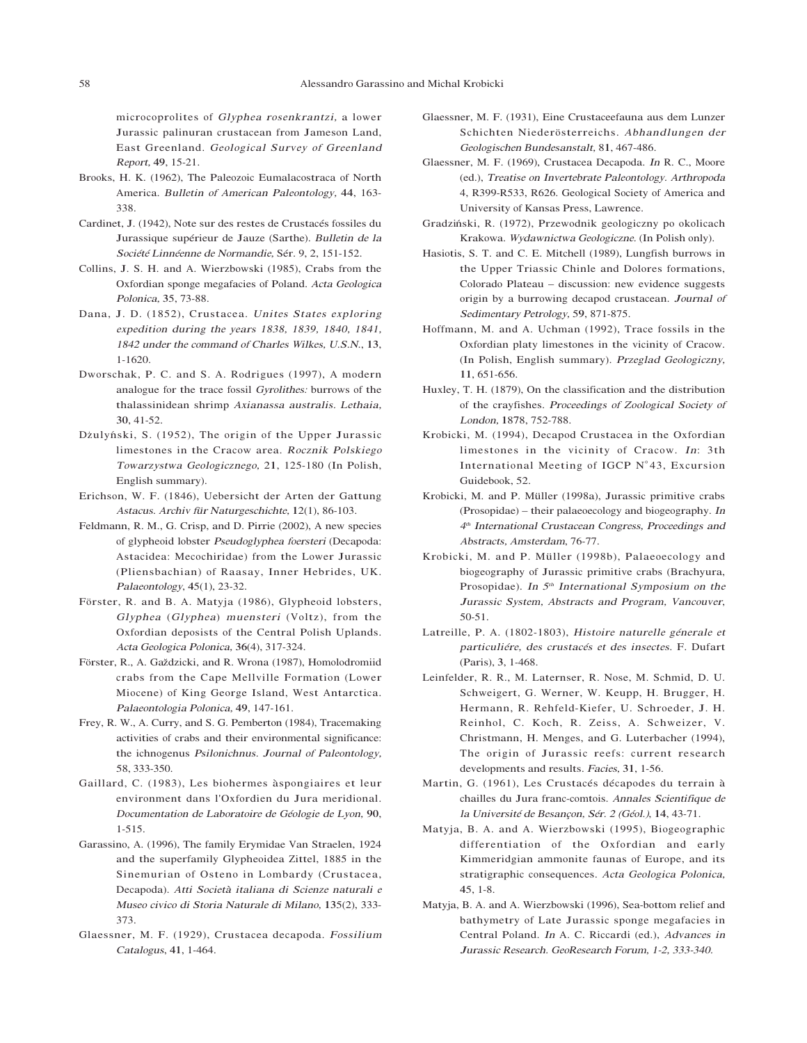microcoprolites of *Glyphea rosenkrantzi,* a lower Jurassic palinuran crustacean from Jameson Land, East Greenland. *Geological Survey of Greenland Report,* **49**, 15-21.

Brooks, H. K. (1962), The Paleozoic Eumalacostraca of North America. *Bulletin of American Paleontology*, **44**, 163-338.

Cardinet, J. (1942), Note sur des restes de Crustacés fossiles du Jurassique supérieur de Jauze (Sarthe). *Bulletin de la Société Linnéenne de Normandie*, Sér. 9, 2, 151-152.

Collins, J. S. H. and A. Wierzbowski (1985), Crabs from the Oxfordian sponge megafacies of Poland. *Acta Geologica Polonica*, **35**, 73-88.

Dana, J. D. (1852), Crustacea. *Unites States exploring expedition during the years 1838, 1839, 1840, 1841, 1842 under the command of Charles Wilkes, U.S.N.*, **13**, 1-1620.

Dworschak, P. C. and S. A. Rodrigues (1997), A modern analogue for the trace fossil *Gyrolithes:* burrows of the thalassinidean shrimp *Axianassa australis*. *Lethaia*, **30**, 41-52.

Dżułyński, S. (1952), The origin of the Upper Jurassic limestones in the Cracow area. *Rocznik Polskiego Towarzystwa Geologicznego*, **21**, 125-180 (In Polish, English summary).

Erichson, W. F. (1846), Uebersicht der Arten der Gattung *Astacus*. *Archiv für Naturgeschichte*, **12**(1), 86-103.

Feldmann, R. M., G. Crisp, and D. Pirrie (2002), A new species of glypheoid lobster *Pseudoglyphea foersteri* (Decapoda: Astacidea: Mecochiridae) from the Lower Jurassic (Pliensbachian) of Raasay, Inner Hebrides, UK. *Palaeontology*, **45**(1), 23-32.

Förster, R. and B. A. Matyja (1986), Glypheoid lobsters, *Glyphea* (*Glyphea*) *muensteri* (Voltz), from the Oxfordian deposists of the Central Polish Uplands. *Acta Geologica Polonica*, **36**(4), 317-324.

Förster, R., A. Gaździcki, and R. Wrona (1987), Homolodromiid crabs from the Cape Mellville Formation (Lower Miocene) of King George Island, West Antarctica. *Palaeontologia Polonica*, **49**, 147-161.

Frey, R. W., A. Curry, and S. G. Pemberton (1984), Tracemaking activities of crabs and their environmental significance: the ichnogenus *Psilonichnus*. *Journal of Paleontology*, 58, 333-350.

Gaillard, C. (1983), Les biohermes àspongiaires et leur environment dans l'Oxfordien du Jura meridional. *Documentation de Laboratoire de Géologie de Lyon*, **90**, 1-515.

Garassino, A. (1996), The family Erymidae Van Straelen, 1924 and the superfamily Glypheoidea Zittel, 1885 in the Sinemurian of Osteno in Lombardy (Crustacea, Decapoda). *Atti Società italiana di Scienze naturali e Museo civico di Storia Naturale di Milano*, **135**(2), 333-373.

Glaessner, M. F. (1929), Crustacea decapoda. *Fossilium Catalogus*, **41**, 1-464.

Glaessner, M. F. (1931), Eine Crustaceefauna aus dem Lunzer Schichten Niederösterreichs. *Abhandlungen der Geologischen Bundesanstalt*, **81**, 467-486.

Glaessner, M. F. (1969), Crustacea Decapoda. *In* R. C., Moore (ed.), *Treatise on Invertebrate Paleontology. Arthropoda* 4, R399-R533, R626. Geological Society of America and University of Kansas Press, Lawrence.

Gradziński, R. (1972), Przewodnik geologiczny po okolicach Krakowa. *Wydawnictwa Geologiczne*. (In Polish only).

Hasiotis, S. T. and C. E. Mitchell (1989), Lungfish burrows in the Upper Triassic Chinle and Dolores formations, Colorado Plateau – discussion: new evidence suggests origin by a burrowing decapod crustacean. *Journal of Sedimentary Petrology*, **59**, 871-875.

Hoffmann, M. and A. Uchman (1992), Trace fossils in the Oxfordian platy limestones in the vicinity of Cracow. (In Polish, English summary). *Przeglad Geologiczny*, **11**, 651-656.

Huxley, T. H. (1879), On the classification and the distribution of the crayfishes. *Proceedings of Zoological Society of London*, 1878, 752-788.

Krobicki, M. (1994), Decapod Crustacea in the Oxfordian limestones in the vicinity of Cracow. *In*: 3th International Meeting of IGCP N°43, Excursion Guidebook, 52.

Krobicki, M. and P. Müller (1998a), Jurassic primitive crabs (Prosopidae) – their palaeoecology and biogeography. *In 4th International Crustacean Congress, Proceedings and Abstracts, Amsterdam*, 76-77.

Krobicki, M. and P. Müller (1998b), Palaeoecology and biogeography of Jurassic primitive crabs (Brachyura, Prosopidae). *In 5th International Symposium on the Jurassic System, Abstracts and Program, Vancouver*, 50-51.

Latreille, P. A. (1802-1803), *Histoire naturelle génerale et particuliére, des crustacés et des insectes*. F. Dufart (Paris), **3**, 1-468.

Leinfelder, R. R., M. Laternser, R. Nose, M. Schmid, D. U. Schweigert, G. Werner, W. Keupp, H. Brugger, H. Hermann, R. Rehfeld-Kiefer, U. Schroeder, J. H. Reinhol, C. Koch, R. Zeiss, A. Schweizer, V. Christmann, H. Menges, and G. Luterbacher (1994), The origin of Jurassic reefs: current research developments and results. *Facies*, **31**, 1-56.

Martin, G. (1961), Les Crustacés décapodes du terrain à chailles du Jura franc-comtois. *Annales Scientifique de la Université de Besançon, Sér. 2 (Géol.)*, **14**, 43-71.

Matyja, B. A. and A. Wierzbowski (1995), Biogeographic differentiation of the Oxfordian and early Kimmeridgian ammonite faunas of Europe, and its stratigraphic consequences. *Acta Geologica Polonica*, **45**, 1-8.

Matyja, B. A. and A. Wierzbowski (1996), Sea-bottom relief and bathymetry of Late Jurassic sponge megafacies in Central Poland. *In* A. C. Riccardi (ed.), *Advances in Jurassic Research. GeoResearch Forum, 1-2, 333-340.*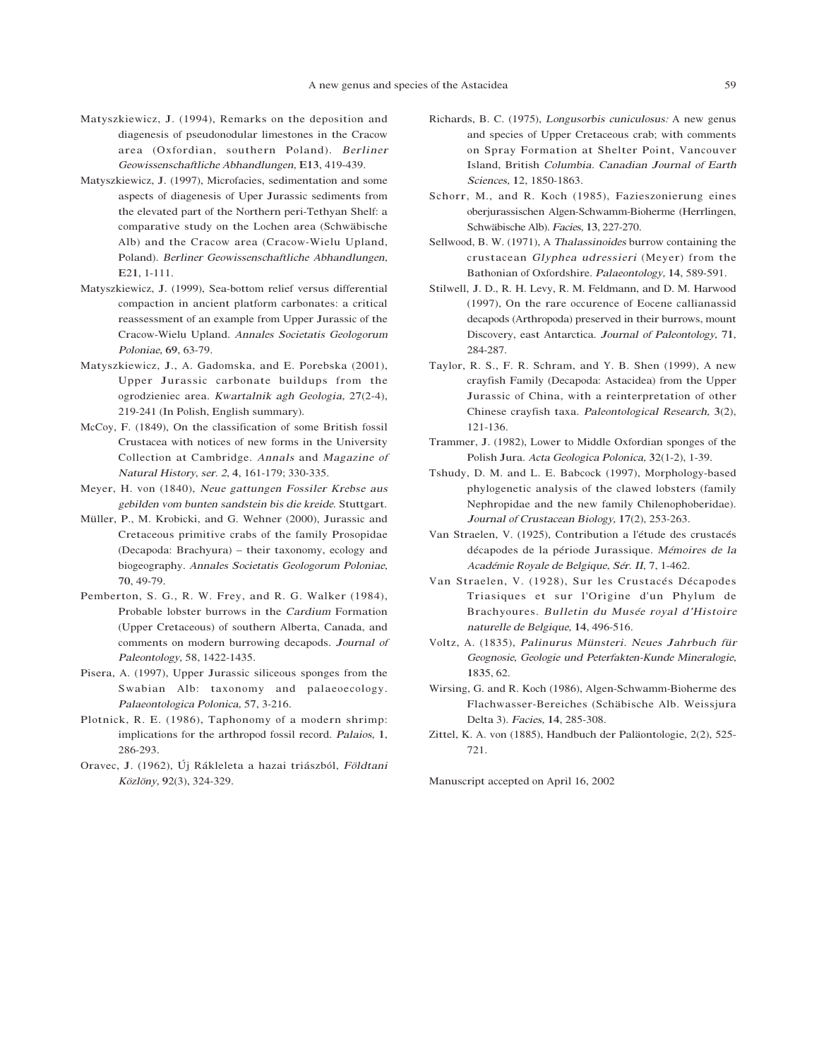Matyszkiewicz, J. (1994), Remarks on the deposition and diagenesis of pseudonodular limestones in the Cracow area (Oxfordian, southern Poland). *Berliner Geowissenschaftliche Abhandlungen,* **E13**, 419-439.

Matyszkiewicz, J. (1997), Microfacies, sedimentation and some aspects of diagenesis of Uper Jurassic sediments from the elevated part of the Northern peri-Tethyan Shelf: a comparative study on the Lochen area (Schwäbische Alb) and the Cracow area (Cracow-Wielu Upland, Poland). *Berliner Geowissenschaftliche Abhandlungen,* **E21**, 1-111.

Matyszkiewicz, J. (1999), Sea-bottom relief versus differential compaction in ancient platform carbonates: a critical reassessment of an example from Upper Jurassic of the Cracow-Wielu Upland. *Annales Societatis Geologorum Poloniae,* **69**, 63-79.

Matyszkiewicz, J., A. Gadomska, and E. Porebska (2001), Upper Jurassic carbonate buildups from the ogrodzieniec area. *Kwartalnik agh Geologia,* 27(2-4), 219-241 (In Polish, English summary).

McCoy, F. (1849), On the classification of some British fossil Crustacea with notices of new forms in the University Collection at Cambridge. *Annals* and *Magazine of Natural History, ser. 2,* **4**, 161-179; 330-335.

Meyer, H. von (1840), *Neue gattungen Fossiler Krebse aus gebilden vom bunten sandstein bis die kreide*. Stuttgart.

Müller, P., M. Krobicki, and G. Wehner (2000), Jurassic and Cretaceous primitive crabs of the family Prosopidae (Decapoda: Brachyura) – their taxonomy, ecology and biogeography. *Annales Societatis Geologorum Poloniae,* **70**, 49-79.

Pemberton, S. G., R. W. Frey, and R. G. Walker (1984), Probable lobster burrows in the *Cardium* Formation (Upper Cretaceous) of southern Alberta, Canada, and comments on modern burrowing decapods. *Journal of Paleontology,* 58, 1422-1435.

Pisera, A. (1997), Upper Jurassic siliceous sponges from the Swabian Alb: taxonomy and palaeoecology. *Palaeontologica Polonica,* **57**, 3-216.

Plotnick, R. E. (1986), Taphonomy of a modern shrimp: implications for the arthropod fossil record. *Palaios,* **1**, 286-293.

Oravec, J. (1962), Új Rákleleta a hazai triászból, *Földtani Közlöny*, **92**(3), 324-329.

Richards, B. C. (1975), *Longusorbis cuniculosus:* A new genus and species of Upper Cretaceous crab; with comments on Spray Formation at Shelter Point, Vancouver Island, British *Columbia*. *Canadian Journal of Earth Sciences,* **12**, 1850-1863.

Schorr, M., and R. Koch (1985), Fazieszonierung eines oberjurassischen Algen-Schwamm-Bioherme (Herrlingen, Schwäbische Alb). *Facies,* **13**, 227-270.

Sellwood, B. W. (1971), A *Thalassinoides* burrow containing the crustacean *Glyphea udressieri* (Meyer) from the Bathonian of Oxfordshire. *Palaeontology,* **14**, 589-591.

Stilwell, J. D., R. H. Levy, R. M. Feldmann, and D. M. Harwood (1997), On the rare occurence of Eocene callianassid decapods (Arthropoda) preserved in their burrows, mount Discovery, east Antarctica. *Journal of Paleontology,* **71**, 284-287.

Taylor, R. S., F. R. Schram, and Y. B. Shen (1999), A new crayfish Family (Decapoda: Astacidea) from the Upper Jurassic of China, with a reinterpretation of other Chinese crayfish taxa. *Paleontological Research,* **3**(2), 121-136.

Trammer, J. (1982), Lower to Middle Oxfordian sponges of the Polish Jura. *Acta Geologica Polonica,* **32**(1-2), 1-39.

Tshudy, D. M. and L. E. Babcock (1997), Morphology-based phylogenetic analysis of the clawed lobsters (family Nephropidae and the new family Chilenophoberidae). *Journal of Crustacean Biology,* **17**(2), 253-263.

Van Straelen, V. (1925), Contribution a l'étude des crustacés décapodes de la période Jurassique. *Mémoires de la Académie Royale de Belgique, Sér. II,* **7**, 1-462.

Van Straelen, V. (1928), Sur les Crustacés Décapodes Triasiques et sur l'Origine d'un Phylum de Brachyoures. *Bulletin du Musée royal d'Histoire naturelle de Belgique,* **14**, 496-516.

Voltz, A. (1835), *Palinurus Münsteri*. *Neues Jahrbuch für Geognosie, Geologie und Peterfakten-Kunde Mineralogie,* **1835**, 62.

Wirsing, G. and R. Koch (1986), Algen-Schwamm-Bioherme des Flachwasser-Bereiches (Schäbische Alb. Weissjura Delta 3). *Facies,* **14**, 285-308.

Zittel, K. A. von (1885), Handbuch der Paläontologie, 2(2), 525-721.

Manuscript accepted on April 16, 2002